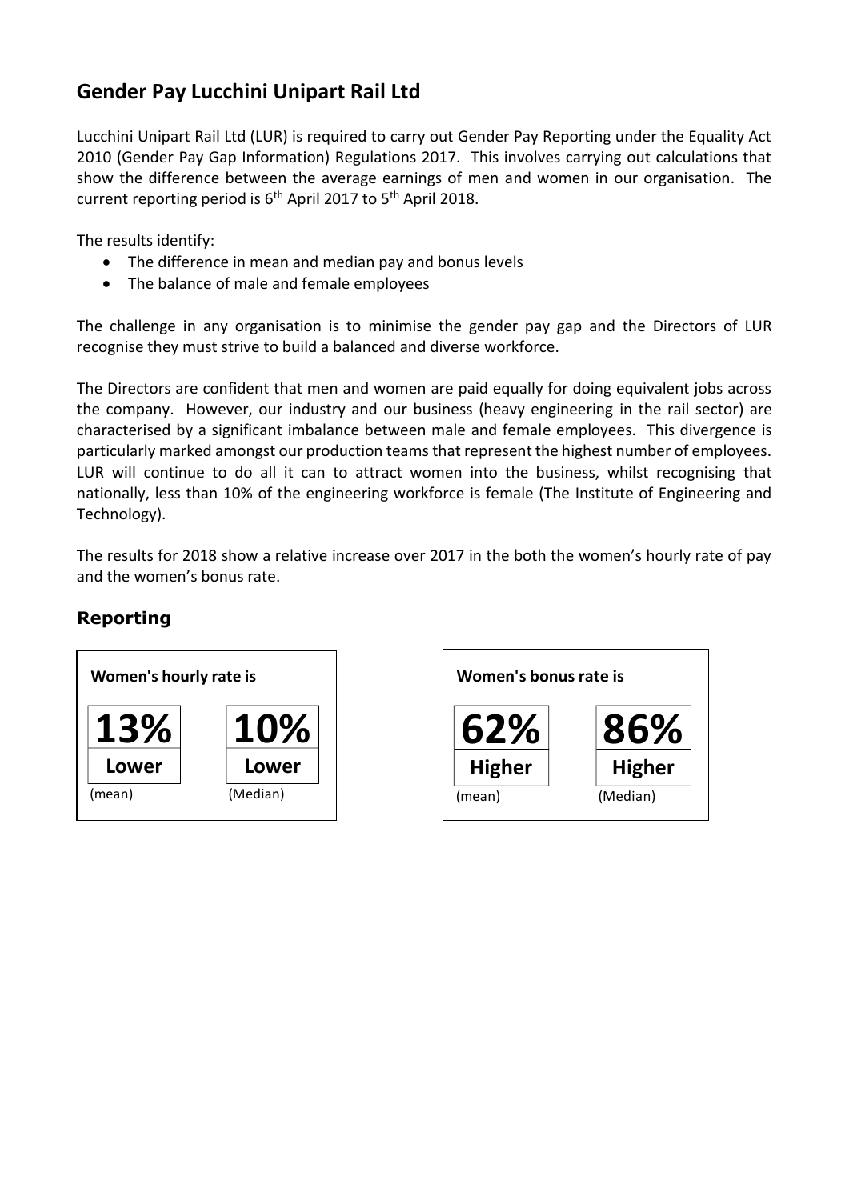# Gender Pay Lucchini Unipart Rail Ltd

Lucchini Unipart Rail Ltd (LUR) is required to carry out Gender Pay Reporting under the Equality Act 2010 (Gender Pay Gap Information) Regulations 2017. This involves carrying out calculations that show the difference between the average earnings of men and women in our organisation. The current reporting period is 6th April 2017 to 5th April 2018.

The results identify:

- The difference in mean and median pay and bonus levels
- The balance of male and female employees

The challenge in any organisation is to minimise the gender pay gap and the Directors of LUR recognise they must strive to build a balanced and diverse workforce.

The Directors are confident that men and women are paid equally for doing equivalent jobs across the company. However, our industry and our business (heavy engineering in the rail sector) are characterised by a significant imbalance between male and female employees. This divergence is particularly marked amongst our production teams that represent the highest number of employees. LUR will continue to do all it can to attract women into the business, whilst recognising that nationally, less than 10% of the engineering workforce is female (The Institute of Engineering and Technology).

The results for 2018 show a relative increase over 2017 in the both the women's hourly rate of pay and the women's bonus rate.

## Reporting

**Women's hourly rate is**

| 13% | 10% |
|---|---|
| **Lower** | **Lower** |
| (mean) | (Median) |

**Women's bonus rate is**

| 62% | 86% |
|---|---|
| **Higher** | **Higher** |
| (mean) | (Median) |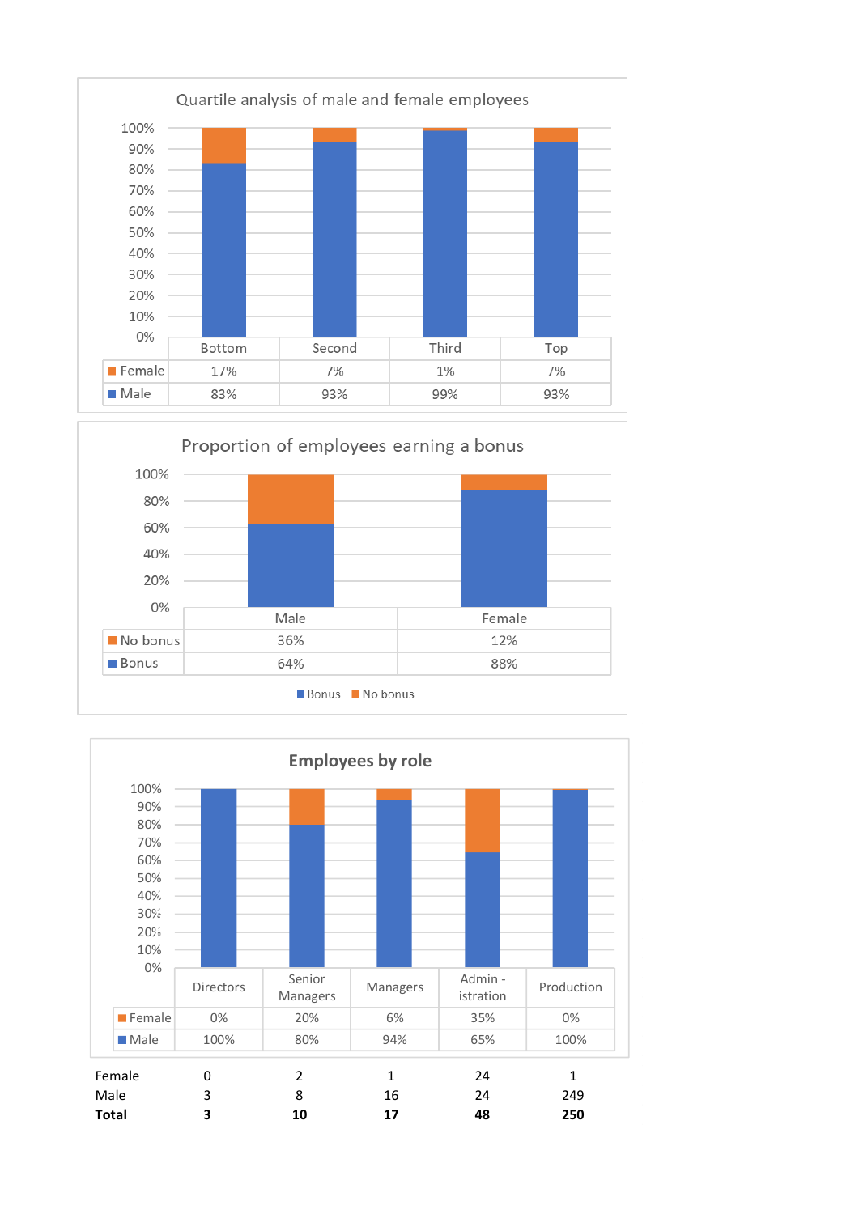Quartile analysis of male and female employees

100%
90%
80%
70%
60%
50%
40%
30%
20%
10%
0%

Bottom Second Third Top

Female 17% 7% 1% 7%

Male 83% 93% 99% 93%

Proportion of employees earning a bonus

100%
80%
60%
40%
20%
0%

Male Female

No bonus 36% 12%

Bonus 64% 88%

Bonus No bonus

**Employees by role**

100%
90%
80%
70%
60%
50%
40%
30%
20%
10%
0%

Directors Senior Managers Managers Admin - istration Production

Female 0% 20% 6% 35% 0%

Male 100% 80% 94% 65% 100%

| | | | | | |
|---|---|---|---|---|---|
| Female | 0 | 2 | 1 | 24 | 1 |
| Male | 3 | 8 | 16 | 24 | 249 |
| **Total** | **3** | **10** | **17** | **48** | **250** |